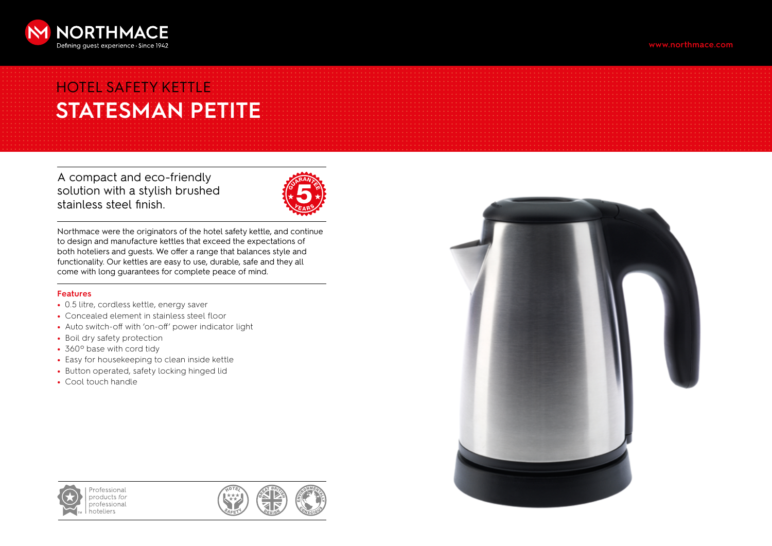NORTHMACE

Defining guest experience · Since 1942

www.northmace.com

# HOTEL SAFETY KETTLE

# STATESMAN PETITE

A compact and eco-friendly solution with a stylish brushed stainless steel finish.

GUARANTEE 5 YEARS

Northmace were the originators of the hotel safety kettle, and continue to design and manufacture kettles that exceed the expectations of both hoteliers and guests. We offer a range that balances style and functionality. Our kettles are easy to use, durable, safe and they all come with long guarantees for complete peace of mind.

## Features

- 0.5 litre, cordless kettle, energy saver
- Concealed element in stainless steel floor
- Auto switch-off with 'on-off' power indicator light
- Boil dry safety protection
- 360° base with cord tidy
- Easy for housekeeping to clean inside kettle
- Button operated, safety locking hinged lid
- Cool touch handle

Professional products *for* professional hoteliers

HOTEL SAFETY · GREAT BRITISH DESIGN · ENVIRONMENTALLY CONSCIOUS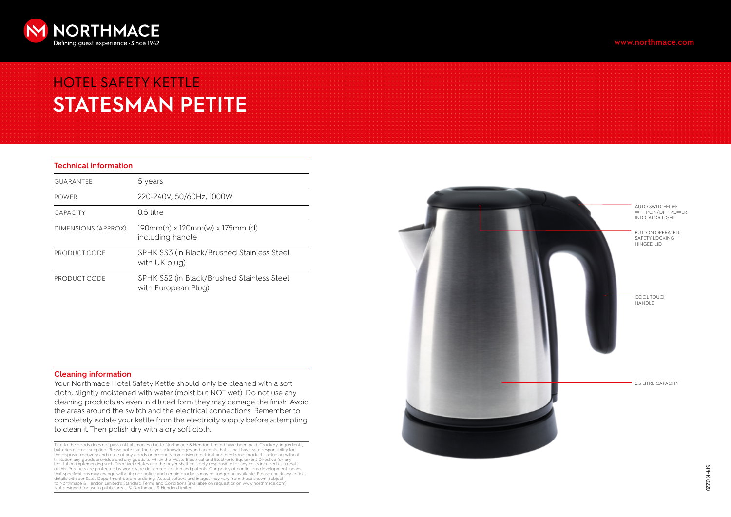NORTHMACE
Defining guest experience · Since 1942

www.northmace.com

# HOTEL SAFETY KETTLE
# STATESMAN PETITE

## Technical information

| | |
|---|---|
| GUARANTEE | 5 years |
| POWER | 220-240V, 50/60Hz, 1000W |
| CAPACITY | 0.5 litre |
| DIMENSIONS (APPROX) | 190mm(h) x 120mm(w) x 175mm (d) including handle |
| PRODUCT CODE | SPHK SS3 (in Black/Brushed Stainless Steel with UK plug) |
| PRODUCT CODE | SPHK SS2 (in Black/Brushed Stainless Steel with European Plug) |

AUTO SWITCH-OFF WITH 'ON/OFF' POWER INDICATOR LIGHT

BUTTON OPERATED, SAFETY LOCKING HINGED LID

COOL TOUCH HANDLE

0.5 LITRE CAPACITY

## Cleaning information

Your Northmace Hotel Safety Kettle should only be cleaned with a soft cloth, slightly moistened with water (moist but NOT wet). Do not use any cleaning products as even in diluted form they may damage the finish. Avoid the areas around the switch and the electrical connections. Remember to completely isolate your kettle from the electricity supply before attempting to clean it. Then polish dry with a dry soft cloth.

Title to the goods does not pass until all monies due to Northmace & Hendon Limited have been paid. Crockery, ingredients, batteries etc. not supplied. Please note that the buyer acknowledges and accepts that it shall have sole responsibility for the disposal, recovery and reuse of any goods or products comprising electrical and electronic products including without limitation any goods provided and any goods to which the Waste Electrical and Electronic Equipment Directive (or any legislation implementing such Directive) relates and the buyer shall be solely responsible for any costs incurred as a result of this. Products are protected by worldwide design registration and patents. Our policy of continuous development means that specifications may change without prior notice and certain products may no longer be available. Please check any critical details with our Sales Department before ordering. Actual colours and images may vary from those shown. Subject to Northmace & Hendon Limited's Standard Terms and Conditions (available on request or on www.northmace.com). Not designed for use in public areas. © Northmace & Hendon Limited.

SPHK 0220